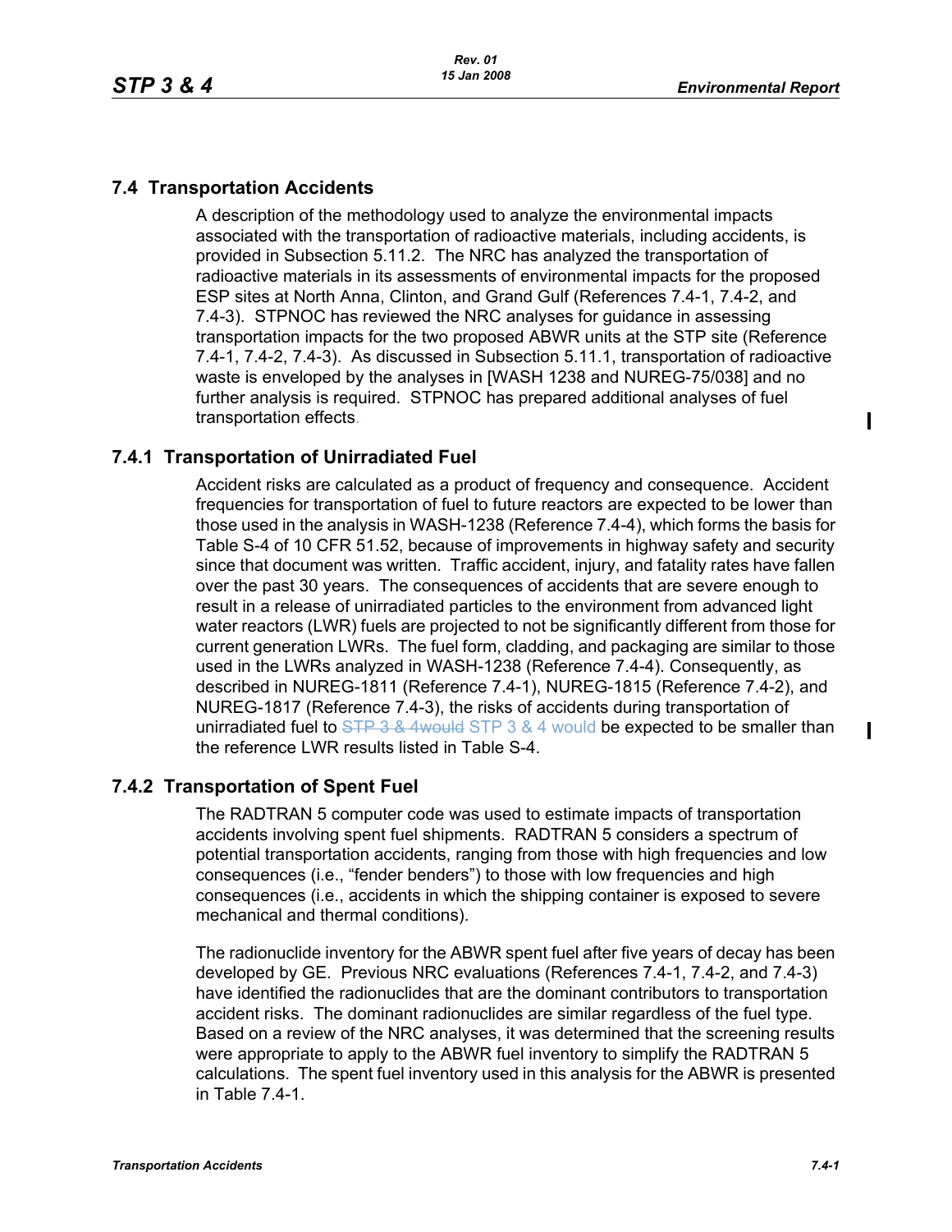## 7.4 Transportation Accidents

A description of the methodology used to analyze the environmental impacts associated with the transportation of radioactive materials, including accidents, is provided in Subsection 5.11.2. The NRC has analyzed the transportation of radioactive materials in its assessments of environmental impacts for the proposed ESP sites at North Anna, Clinton, and Grand Gulf (References 7.4-1, 7.4-2, and 7.4-3). STPNOC has reviewed the NRC analyses for guidance in assessing transportation impacts for the two proposed ABWR units at the STP site (Reference 7.4-1, 7.4-2, 7.4-3). As discussed in Subsection 5.11.1, transportation of radioactive waste is enveloped by the analyses in [WASH 1238 and NUREG-75/038] and no further analysis is required. STPNOC has prepared additional analyses of fuel transportation effects.

### 7.4.1 Transportation of Unirradiated Fuel

Accident risks are calculated as a product of frequency and consequence. Accident frequencies for transportation of fuel to future reactors are expected to be lower than those used in the analysis in WASH-1238 (Reference 7.4-4), which forms the basis for Table S-4 of 10 CFR 51.52, because of improvements in highway safety and security since that document was written. Traffic accident, injury, and fatality rates have fallen over the past 30 years. The consequences of accidents that are severe enough to result in a release of unirradiated particles to the environment from advanced light water reactors (LWR) fuels are projected to not be significantly different from those for current generation LWRs. The fuel form, cladding, and packaging are similar to those used in the LWRs analyzed in WASH-1238 (Reference 7.4-4). Consequently, as described in NUREG-1811 (Reference 7.4-1), NUREG-1815 (Reference 7.4-2), and NUREG-1817 (Reference 7.4-3), the risks of accidents during transportation of unirradiated fuel to ~~STP 3 & 4would~~ STP 3 & 4 would be expected to be smaller than the reference LWR results listed in Table S-4.

### 7.4.2 Transportation of Spent Fuel

The RADTRAN 5 computer code was used to estimate impacts of transportation accidents involving spent fuel shipments. RADTRAN 5 considers a spectrum of potential transportation accidents, ranging from those with high frequencies and low consequences (i.e., "fender benders") to those with low frequencies and high consequences (i.e., accidents in which the shipping container is exposed to severe mechanical and thermal conditions).

The radionuclide inventory for the ABWR spent fuel after five years of decay has been developed by GE. Previous NRC evaluations (References 7.4-1, 7.4-2, and 7.4-3) have identified the radionuclides that are the dominant contributors to transportation accident risks. The dominant radionuclides are similar regardless of the fuel type. Based on a review of the NRC analyses, it was determined that the screening results were appropriate to apply to the ABWR fuel inventory to simplify the RADTRAN 5 calculations. The spent fuel inventory used in this analysis for the ABWR is presented in Table 7.4-1.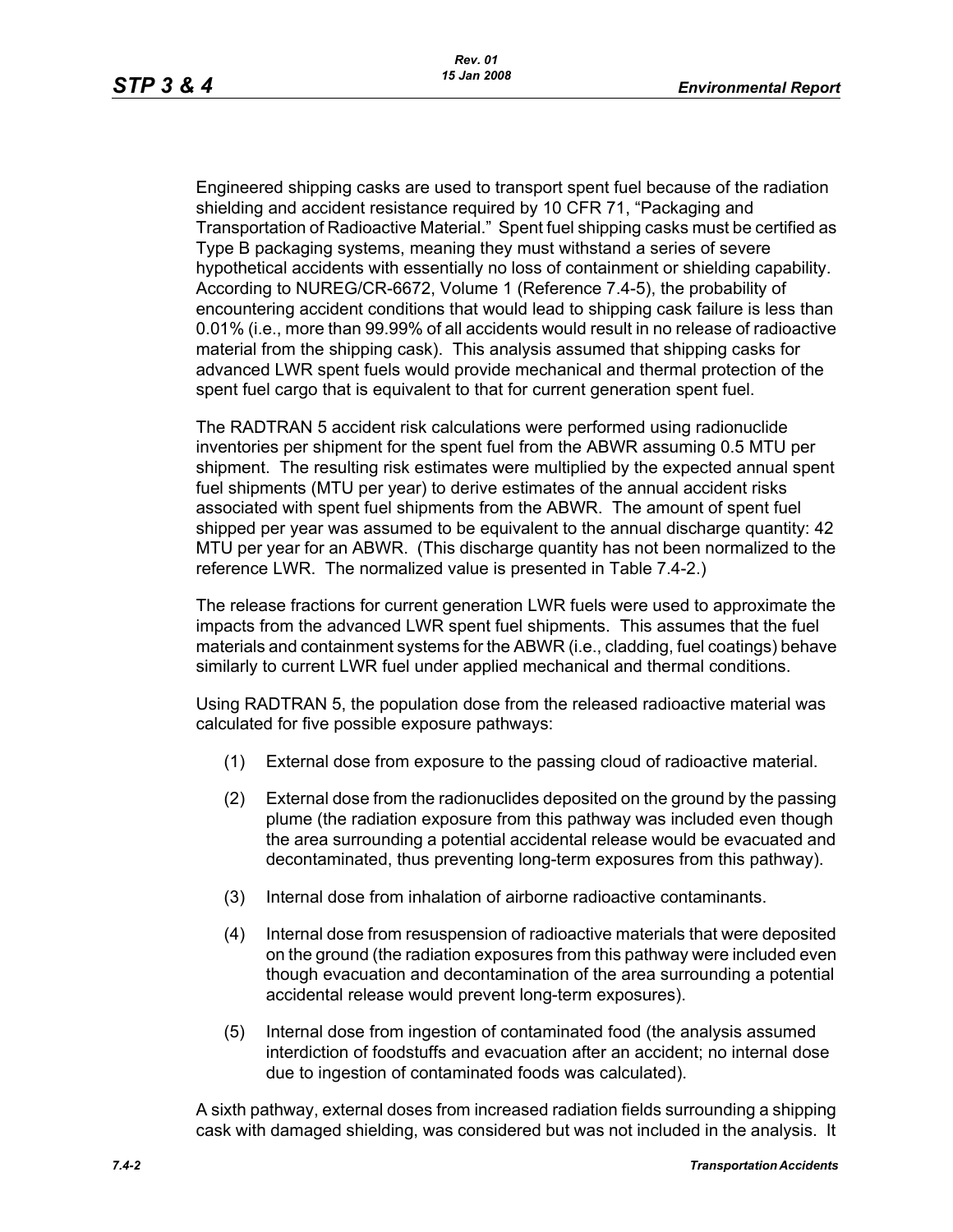Engineered shipping casks are used to transport spent fuel because of the radiation shielding and accident resistance required by 10 CFR 71, "Packaging and Transportation of Radioactive Material." Spent fuel shipping casks must be certified as Type B packaging systems, meaning they must withstand a series of severe hypothetical accidents with essentially no loss of containment or shielding capability. According to NUREG/CR-6672, Volume 1 (Reference 7.4-5), the probability of encountering accident conditions that would lead to shipping cask failure is less than 0.01% (i.e., more than 99.99% of all accidents would result in no release of radioactive material from the shipping cask). This analysis assumed that shipping casks for advanced LWR spent fuels would provide mechanical and thermal protection of the spent fuel cargo that is equivalent to that for current generation spent fuel.

The RADTRAN 5 accident risk calculations were performed using radionuclide inventories per shipment for the spent fuel from the ABWR assuming 0.5 MTU per shipment. The resulting risk estimates were multiplied by the expected annual spent fuel shipments (MTU per year) to derive estimates of the annual accident risks associated with spent fuel shipments from the ABWR. The amount of spent fuel shipped per year was assumed to be equivalent to the annual discharge quantity: 42 MTU per year for an ABWR. (This discharge quantity has not been normalized to the reference LWR. The normalized value is presented in Table 7.4-2.)

The release fractions for current generation LWR fuels were used to approximate the impacts from the advanced LWR spent fuel shipments. This assumes that the fuel materials and containment systems for the ABWR (i.e., cladding, fuel coatings) behave similarly to current LWR fuel under applied mechanical and thermal conditions.

Using RADTRAN 5, the population dose from the released radioactive material was calculated for five possible exposure pathways:

(1) External dose from exposure to the passing cloud of radioactive material.

(2) External dose from the radionuclides deposited on the ground by the passing plume (the radiation exposure from this pathway was included even though the area surrounding a potential accidental release would be evacuated and decontaminated, thus preventing long-term exposures from this pathway).

(3) Internal dose from inhalation of airborne radioactive contaminants.

(4) Internal dose from resuspension of radioactive materials that were deposited on the ground (the radiation exposures from this pathway were included even though evacuation and decontamination of the area surrounding a potential accidental release would prevent long-term exposures).

(5) Internal dose from ingestion of contaminated food (the analysis assumed interdiction of foodstuffs and evacuation after an accident; no internal dose due to ingestion of contaminated foods was calculated).

A sixth pathway, external doses from increased radiation fields surrounding a shipping cask with damaged shielding, was considered but was not included in the analysis. It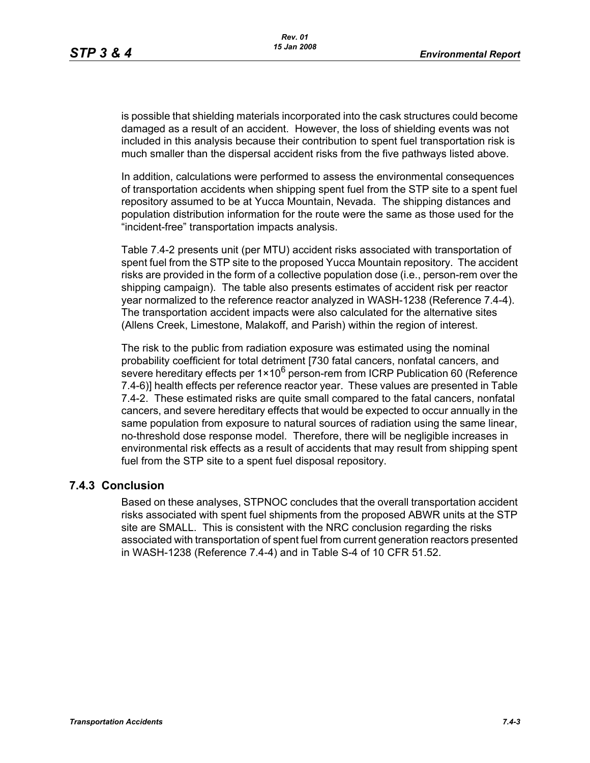is possible that shielding materials incorporated into the cask structures could become damaged as a result of an accident. However, the loss of shielding events was not included in this analysis because their contribution to spent fuel transportation risk is much smaller than the dispersal accident risks from the five pathways listed above.

In addition, calculations were performed to assess the environmental consequences of transportation accidents when shipping spent fuel from the STP site to a spent fuel repository assumed to be at Yucca Mountain, Nevada. The shipping distances and population distribution information for the route were the same as those used for the "incident-free" transportation impacts analysis.

Table 7.4-2 presents unit (per MTU) accident risks associated with transportation of spent fuel from the STP site to the proposed Yucca Mountain repository. The accident risks are provided in the form of a collective population dose (i.e., person-rem over the shipping campaign). The table also presents estimates of accident risk per reactor year normalized to the reference reactor analyzed in WASH-1238 (Reference 7.4-4). The transportation accident impacts were also calculated for the alternative sites (Allens Creek, Limestone, Malakoff, and Parish) within the region of interest.

The risk to the public from radiation exposure was estimated using the nominal probability coefficient for total detriment [730 fatal cancers, nonfatal cancers, and severe hereditary effects per $1\times10^6$ person-rem from ICRP Publication 60 (Reference 7.4-6)] health effects per reference reactor year. These values are presented in Table 7.4-2. These estimated risks are quite small compared to the fatal cancers, nonfatal cancers, and severe hereditary effects that would be expected to occur annually in the same population from exposure to natural sources of radiation using the same linear, no-threshold dose response model. Therefore, there will be negligible increases in environmental risk effects as a result of accidents that may result from shipping spent fuel from the STP site to a spent fuel disposal repository.

### 7.4.3 Conclusion

Based on these analyses, STPNOC concludes that the overall transportation accident risks associated with spent fuel shipments from the proposed ABWR units at the STP site are SMALL. This is consistent with the NRC conclusion regarding the risks associated with transportation of spent fuel from current generation reactors presented in WASH-1238 (Reference 7.4-4) and in Table S-4 of 10 CFR 51.52.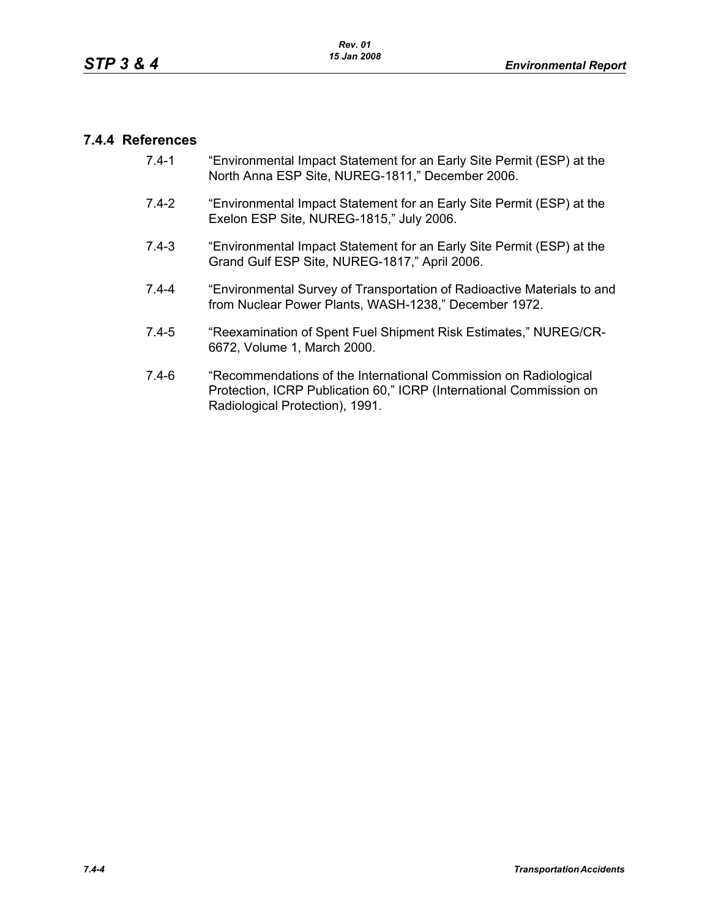### 7.4.4 References

7.4-1 "Environmental Impact Statement for an Early Site Permit (ESP) at the North Anna ESP Site, NUREG-1811," December 2006.

7.4-2 "Environmental Impact Statement for an Early Site Permit (ESP) at the Exelon ESP Site, NUREG-1815," July 2006.

7.4-3 "Environmental Impact Statement for an Early Site Permit (ESP) at the Grand Gulf ESP Site, NUREG-1817," April 2006.

7.4-4 "Environmental Survey of Transportation of Radioactive Materials to and from Nuclear Power Plants, WASH-1238," December 1972.

7.4-5 "Reexamination of Spent Fuel Shipment Risk Estimates," NUREG/CR-6672, Volume 1, March 2000.

7.4-6 "Recommendations of the International Commission on Radiological Protection, ICRP Publication 60," ICRP (International Commission on Radiological Protection), 1991.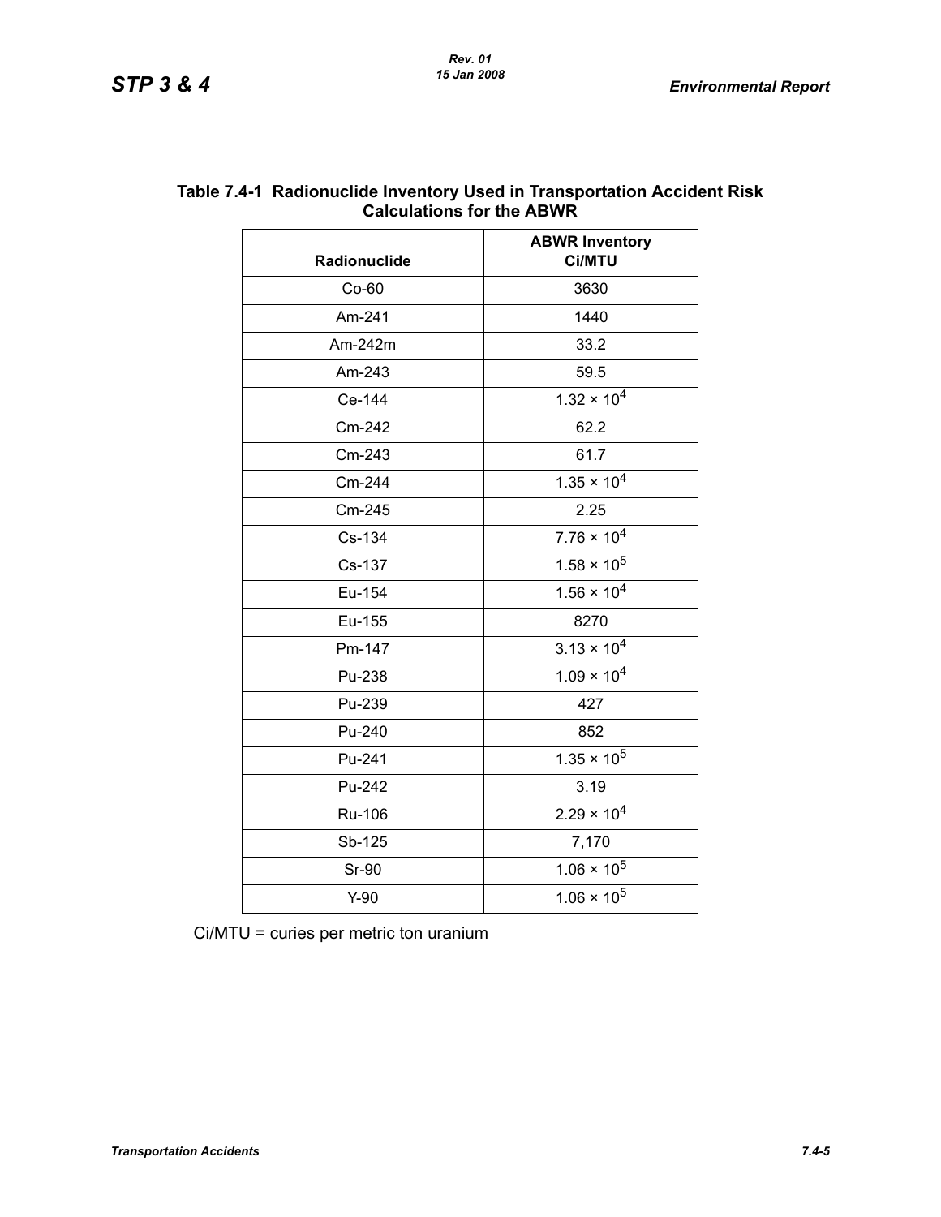**Table 7.4-1 Radionuclide Inventory Used in Transportation Accident Risk Calculations for the ABWR**

| Radionuclide | ABWR Inventory Ci/MTU |
|---|---|
| Co-60 | 3630 |
| Am-241 | 1440 |
| Am-242m | 33.2 |
| Am-243 | 59.5 |
| Ce-144 | $1.32 \times 10^4$ |
| Cm-242 | 62.2 |
| Cm-243 | 61.7 |
| Cm-244 | $1.35 \times 10^4$ |
| Cm-245 | 2.25 |
| Cs-134 | $7.76 \times 10^4$ |
| Cs-137 | $1.58 \times 10^5$ |
| Eu-154 | $1.56 \times 10^4$ |
| Eu-155 | 8270 |
| Pm-147 | $3.13 \times 10^4$ |
| Pu-238 | $1.09 \times 10^4$ |
| Pu-239 | 427 |
| Pu-240 | 852 |
| Pu-241 | $1.35 \times 10^5$ |
| Pu-242 | 3.19 |
| Ru-106 | $2.29 \times 10^4$ |
| Sb-125 | 7,170 |
| Sr-90 | $1.06 \times 10^5$ |
| Y-90 | $1.06 \times 10^5$ |

Ci/MTU = curies per metric ton uranium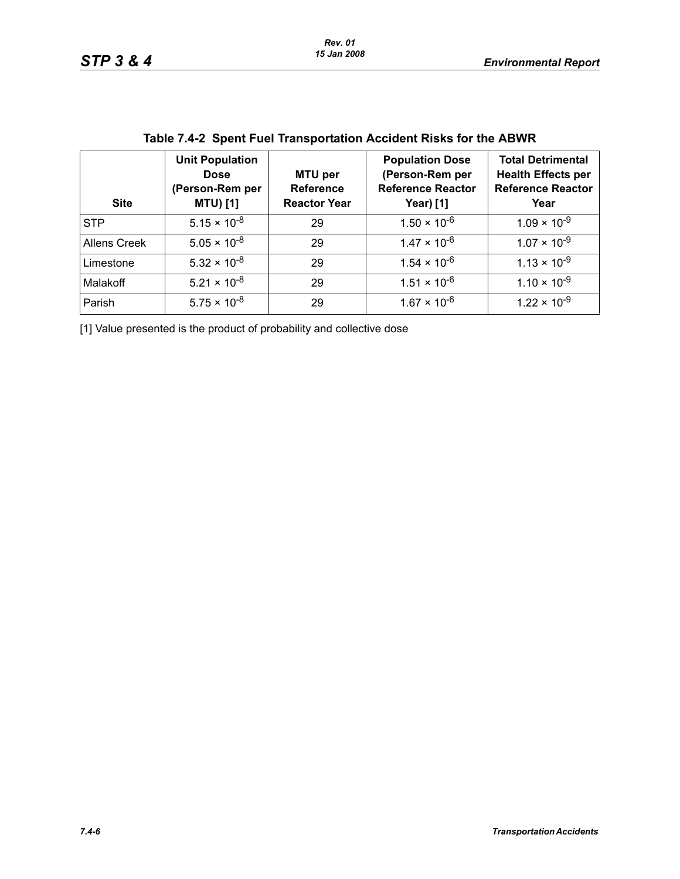**Table 7.4-2 Spent Fuel Transportation Accident Risks for the ABWR**

| Site | Unit Population Dose (Person-Rem per MTU) [1] | MTU per Reference Reactor Year | Population Dose (Person-Rem per Reference Reactor Year) [1] | Total Detrimental Health Effects per Reference Reactor Year |
|---|---|---|---|---|
| STP | $5.15 \times 10^{-8}$ | 29 | $1.50 \times 10^{-6}$ | $1.09 \times 10^{-9}$ |
| Allens Creek | $5.05 \times 10^{-8}$ | 29 | $1.47 \times 10^{-6}$ | $1.07 \times 10^{-9}$ |
| Limestone | $5.32 \times 10^{-8}$ | 29 | $1.54 \times 10^{-6}$ | $1.13 \times 10^{-9}$ |
| Malakoff | $5.21 \times 10^{-8}$ | 29 | $1.51 \times 10^{-6}$ | $1.10 \times 10^{-9}$ |
| Parish | $5.75 \times 10^{-8}$ | 29 | $1.67 \times 10^{-6}$ | $1.22 \times 10^{-9}$ |

[1] Value presented is the product of probability and collective dose